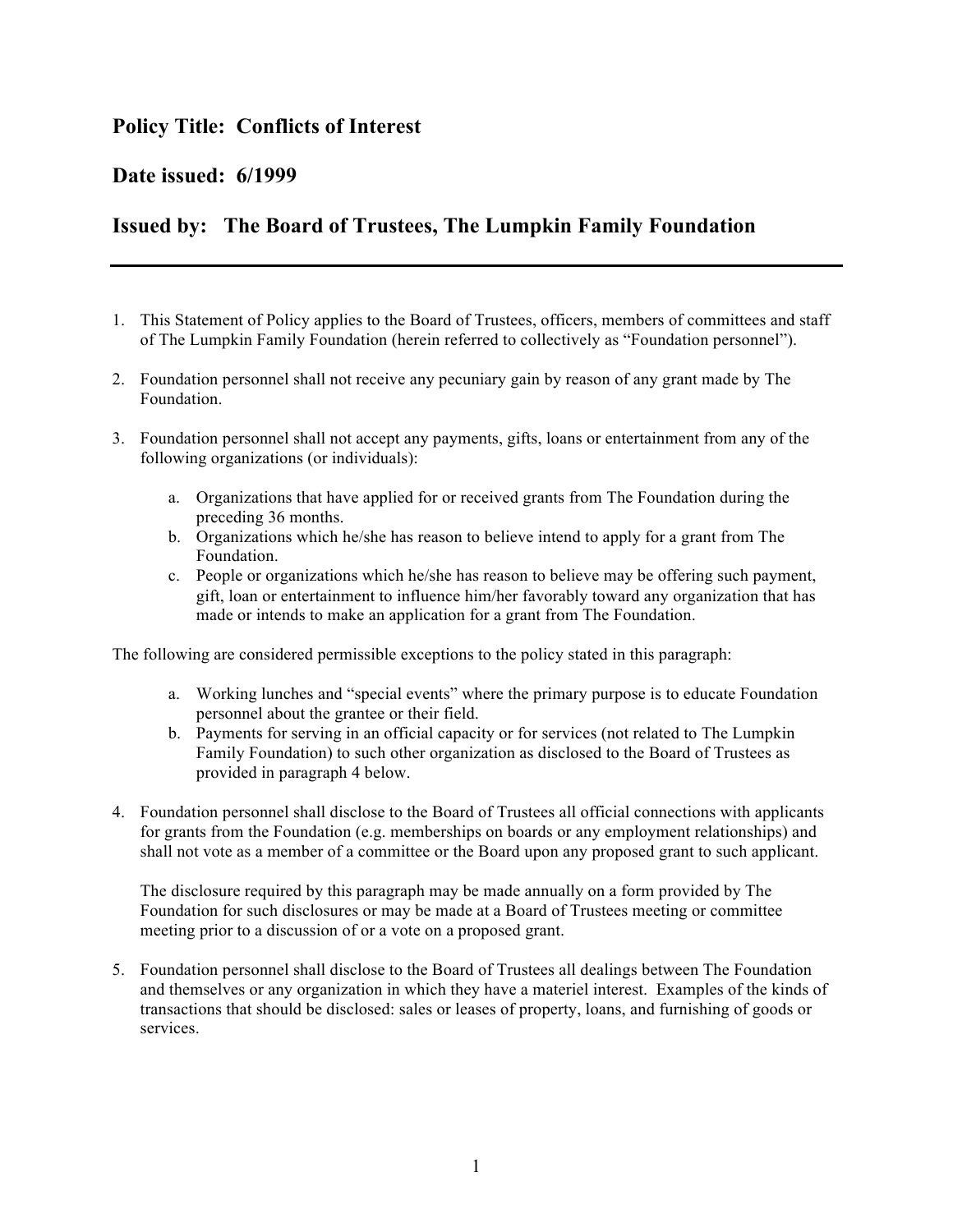## Policy Title: Conflicts of Interest

## Date issued: 6/1999

## Issued by: The Board of Trustees, The Lumpkin Family Foundation

---

1. This Statement of Policy applies to the Board of Trustees, officers, members of committees and staff of The Lumpkin Family Foundation (herein referred to collectively as "Foundation personnel").

2. Foundation personnel shall not receive any pecuniary gain by reason of any grant made by The Foundation.

3. Foundation personnel shall not accept any payments, gifts, loans or entertainment from any of the following organizations (or individuals):

   a. Organizations that have applied for or received grants from The Foundation during the preceding 36 months.
   b. Organizations which he/she has reason to believe intend to apply for a grant from The Foundation.
   c. People or organizations which he/she has reason to believe may be offering such payment, gift, loan or entertainment to influence him/her favorably toward any organization that has made or intends to make an application for a grant from The Foundation.

The following are considered permissible exceptions to the policy stated in this paragraph:

   a. Working lunches and "special events" where the primary purpose is to educate Foundation personnel about the grantee or their field.
   b. Payments for serving in an official capacity or for services (not related to The Lumpkin Family Foundation) to such other organization as disclosed to the Board of Trustees as provided in paragraph 4 below.

4. Foundation personnel shall disclose to the Board of Trustees all official connections with applicants for grants from the Foundation (e.g. memberships on boards or any employment relationships) and shall not vote as a member of a committee or the Board upon any proposed grant to such applicant.

   The disclosure required by this paragraph may be made annually on a form provided by The Foundation for such disclosures or may be made at a Board of Trustees meeting or committee meeting prior to a discussion of or a vote on a proposed grant.

5. Foundation personnel shall disclose to the Board of Trustees all dealings between The Foundation and themselves or any organization in which they have a materiel interest. Examples of the kinds of transactions that should be disclosed: sales or leases of property, loans, and furnishing of goods or services.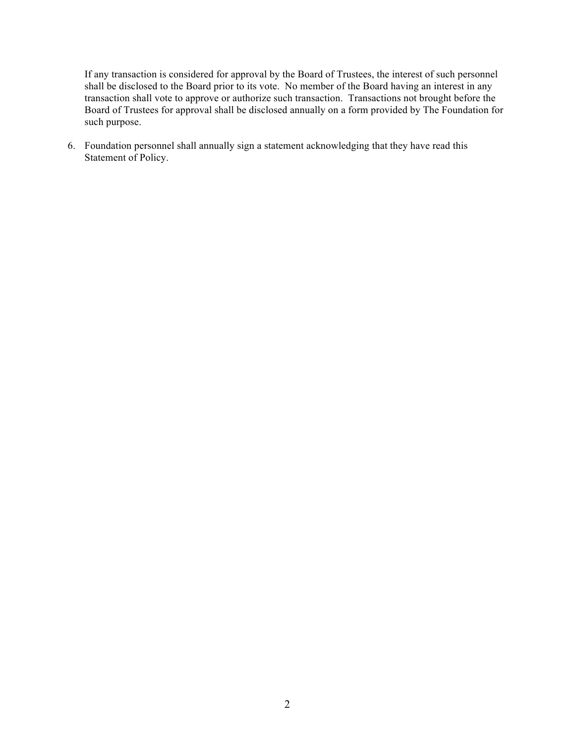If any transaction is considered for approval by the Board of Trustees, the interest of such personnel shall be disclosed to the Board prior to its vote. No member of the Board having an interest in any transaction shall vote to approve or authorize such transaction. Transactions not brought before the Board of Trustees for approval shall be disclosed annually on a form provided by The Foundation for such purpose.

6. Foundation personnel shall annually sign a statement acknowledging that they have read this Statement of Policy.